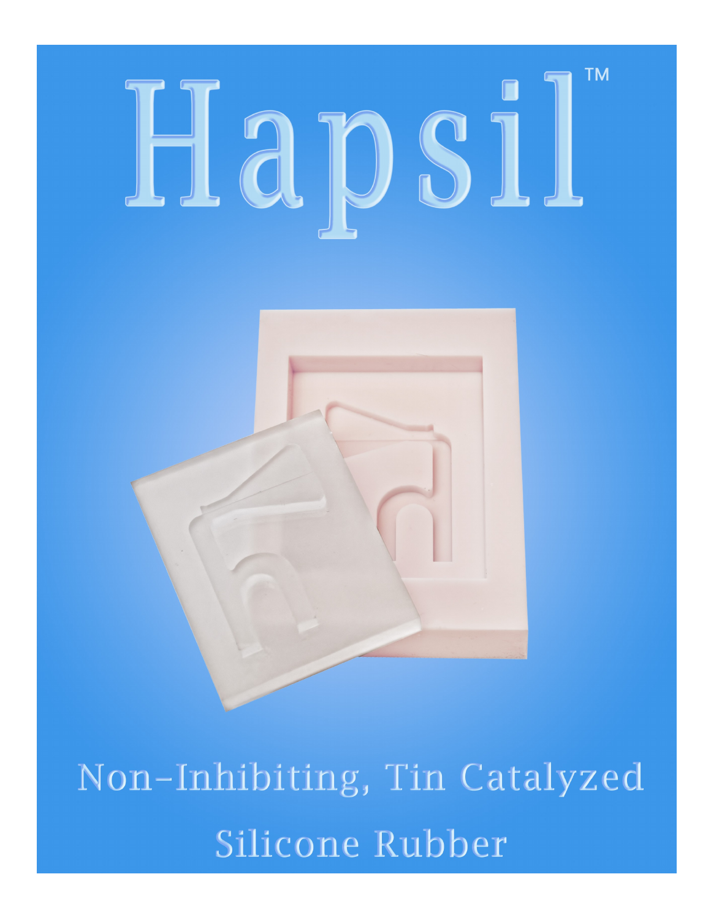# Hapsil™

Non-Inhibiting, Tin Catalyzed

Silicone Rubber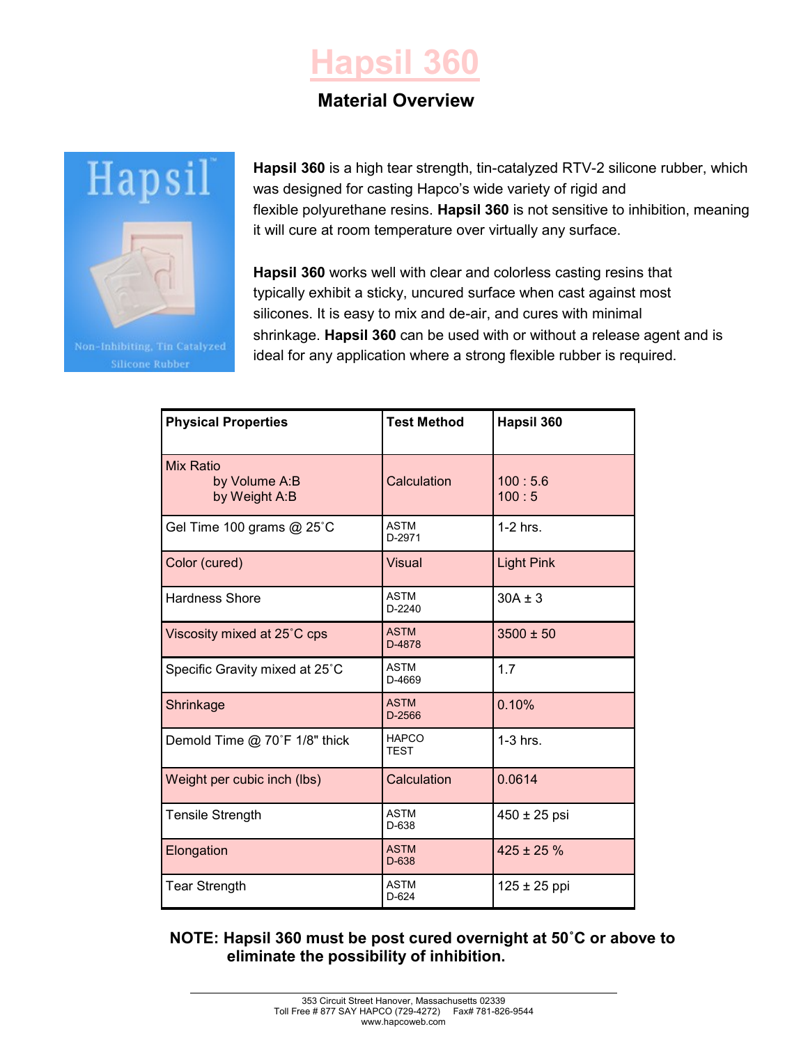# Hapsil 360

## Material Overview

**Hapsil 360** is a high tear strength, tin-catalyzed RTV-2 silicone rubber, which was designed for casting Hapco's wide variety of rigid and flexible polyurethane resins. **Hapsil 360** is not sensitive to inhibition, meaning it will cure at room temperature over virtually any surface.

**Hapsil 360** works well with clear and colorless casting resins that typically exhibit a sticky, uncured surface when cast against most silicones. It is easy to mix and de-air, and cures with minimal shrinkage. **Hapsil 360** can be used with or without a release agent and is ideal for any application where a strong flexible rubber is required.

| Physical Properties | Test Method | Hapsil 360 |
|---|---|---|
| Mix Ratio<br>by Volume A:B<br>by Weight A:B | Calculation | 100 : 5.6<br>100 : 5 |
| Gel Time 100 grams @ 25˚C | ASTM D-2971 | 1-2 hrs. |
| Color (cured) | Visual | Light Pink |
| Hardness Shore | ASTM D-2240 | 30A ± 3 |
| Viscosity mixed at 25˚C cps | ASTM D-4878 | 3500 ± 50 |
| Specific Gravity mixed at 25˚C | ASTM D-4669 | 1.7 |
| Shrinkage | ASTM D-2566 | 0.10% |
| Demold Time @ 70˚F 1/8" thick | HAPCO TEST | 1-3 hrs. |
| Weight per cubic inch (lbs) | Calculation | 0.0614 |
| Tensile Strength | ASTM D-638 | 450 ± 25 psi |
| Elongation | ASTM D-638 | 425 ± 25 % |
| Tear Strength | ASTM D-624 | 125 ± 25 ppi |

**NOTE: Hapsil 360 must be post cured overnight at 50˚C or above to eliminate the possibility of inhibition.**

353 Circuit Street Hanover, Massachusetts 02339
Toll Free # 877 SAY HAPCO (729-4272) Fax# 781-826-9544
www.hapcoweb.com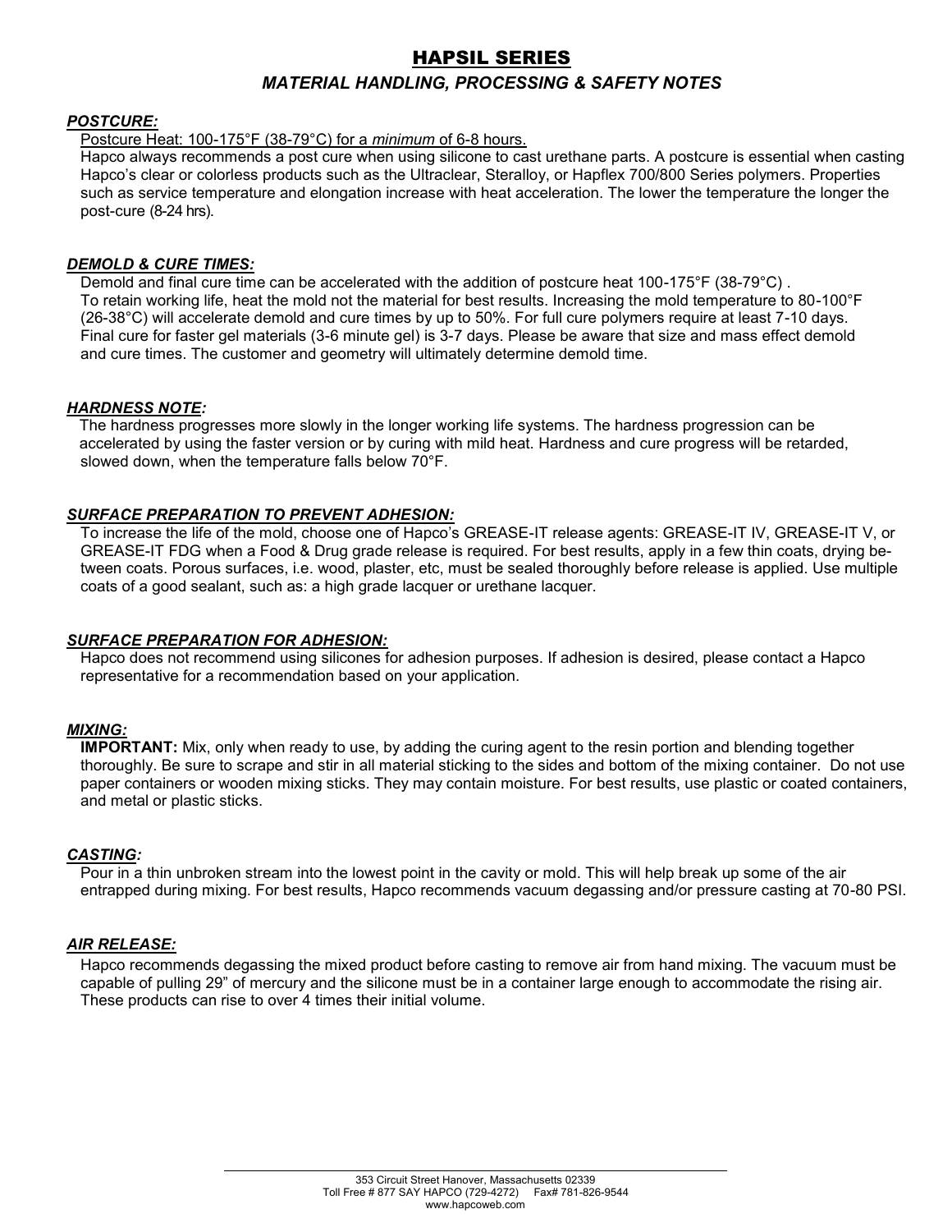# HAPSIL SERIES

## *MATERIAL HANDLING, PROCESSING & SAFETY NOTES*

### *POSTCURE:*

Postcure Heat: 100-175°F (38-79°C) for a *minimum* of 6-8 hours.

Hapco always recommends a post cure when using silicone to cast urethane parts. A postcure is essential when casting Hapco's clear or colorless products such as the Ultraclear, Steralloy, or Hapflex 700/800 Series polymers. Properties such as service temperature and elongation increase with heat acceleration. The lower the temperature the longer the post-cure (8-24 hrs).

### *DEMOLD & CURE TIMES:*

Demold and final cure time can be accelerated with the addition of postcure heat 100-175°F (38-79°C) . To retain working life, heat the mold not the material for best results. Increasing the mold temperature to 80-100°F (26-38°C) will accelerate demold and cure times by up to 50%. For full cure polymers require at least 7-10 days. Final cure for faster gel materials (3-6 minute gel) is 3-7 days. Please be aware that size and mass effect demold and cure times. The customer and geometry will ultimately determine demold time.

### *HARDNESS NOTE:*

The hardness progresses more slowly in the longer working life systems. The hardness progression can be accelerated by using the faster version or by curing with mild heat. Hardness and cure progress will be retarded, slowed down, when the temperature falls below 70°F.

### *SURFACE PREPARATION TO PREVENT ADHESION:*

To increase the life of the mold, choose one of Hapco's GREASE-IT release agents: GREASE-IT IV, GREASE-IT V, or GREASE-IT FDG when a Food & Drug grade release is required. For best results, apply in a few thin coats, drying between coats. Porous surfaces, i.e. wood, plaster, etc, must be sealed thoroughly before release is applied. Use multiple coats of a good sealant, such as: a high grade lacquer or urethane lacquer.

### *SURFACE PREPARATION FOR ADHESION:*

Hapco does not recommend using silicones for adhesion purposes. If adhesion is desired, please contact a Hapco representative for a recommendation based on your application.

### *MIXING:*

**IMPORTANT:** Mix, only when ready to use, by adding the curing agent to the resin portion and blending together thoroughly. Be sure to scrape and stir in all material sticking to the sides and bottom of the mixing container. Do not use paper containers or wooden mixing sticks. They may contain moisture. For best results, use plastic or coated containers, and metal or plastic sticks.

### *CASTING:*

Pour in a thin unbroken stream into the lowest point in the cavity or mold. This will help break up some of the air entrapped during mixing. For best results, Hapco recommends vacuum degassing and/or pressure casting at 70-80 PSI.

### *AIR RELEASE:*

Hapco recommends degassing the mixed product before casting to remove air from hand mixing. The vacuum must be capable of pulling 29" of mercury and the silicone must be in a container large enough to accommodate the rising air. These products can rise to over 4 times their initial volume.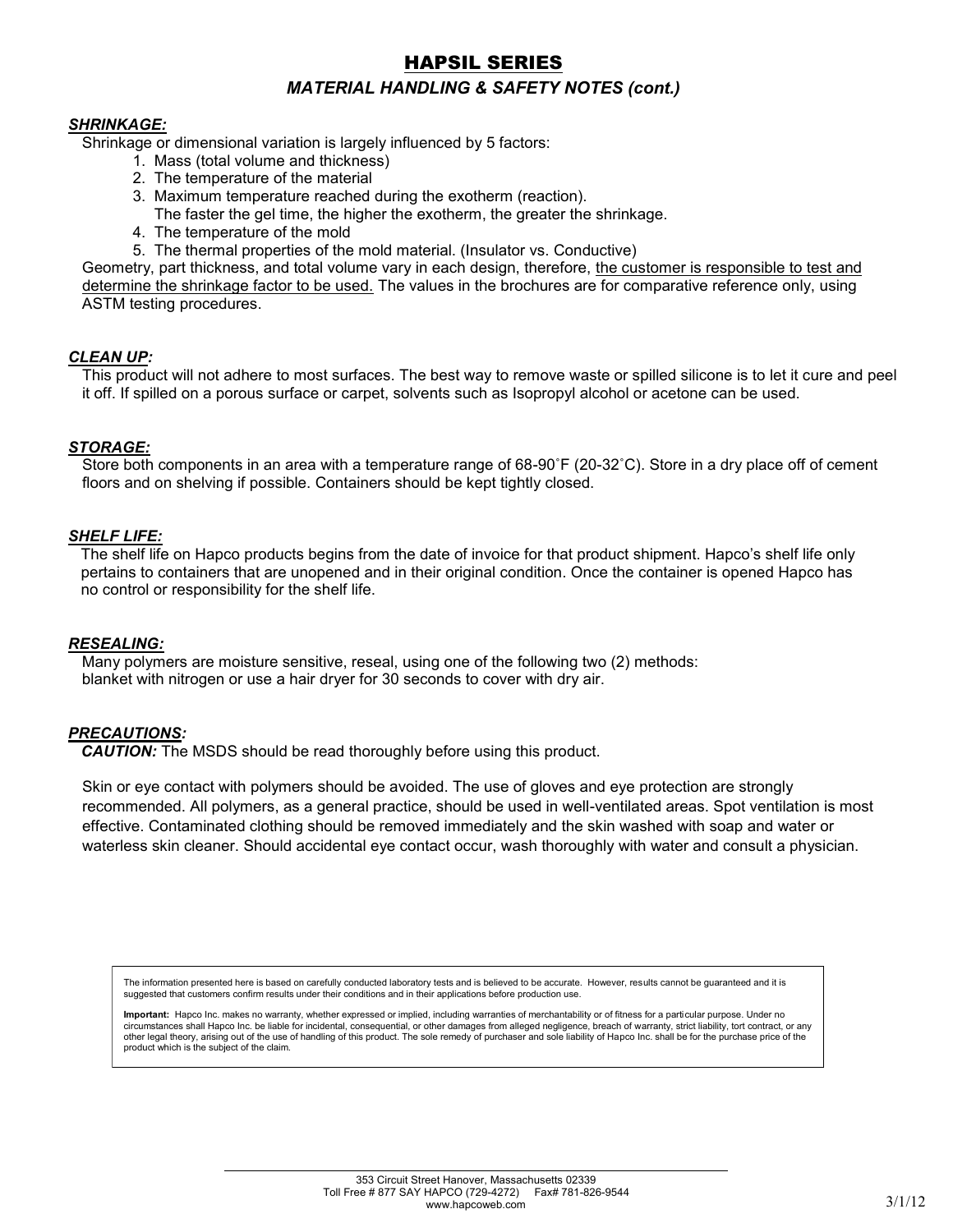# HAPSIL SERIES

## *MATERIAL HANDLING & SAFETY NOTES (cont.)*

***SHRINKAGE:***

Shrinkage or dimensional variation is largely influenced by 5 factors:

1. Mass (total volume and thickness)
2. The temperature of the material
3. Maximum temperature reached during the exotherm (reaction).
   The faster the gel time, the higher the exotherm, the greater the shrinkage.
4. The temperature of the mold
5. The thermal properties of the mold material. (Insulator vs. Conductive)

Geometry, part thickness, and total volume vary in each design, therefore, the customer is responsible to test and determine the shrinkage factor to be used. The values in the brochures are for comparative reference only, using ASTM testing procedures.

***CLEAN UP:***

This product will not adhere to most surfaces. The best way to remove waste or spilled silicone is to let it cure and peel it off. If spilled on a porous surface or carpet, solvents such as Isopropyl alcohol or acetone can be used.

***STORAGE:***

Store both components in an area with a temperature range of 68-90˚F (20-32˚C). Store in a dry place off of cement floors and on shelving if possible. Containers should be kept tightly closed.

***SHELF LIFE:***

The shelf life on Hapco products begins from the date of invoice for that product shipment. Hapco's shelf life only pertains to containers that are unopened and in their original condition. Once the container is opened Hapco has no control or responsibility for the shelf life.

***RESEALING:***

Many polymers are moisture sensitive, reseal, using one of the following two (2) methods:
blanket with nitrogen or use a hair dryer for 30 seconds to cover with dry air.

***PRECAUTIONS:***

***CAUTION:*** The MSDS should be read thoroughly before using this product.

Skin or eye contact with polymers should be avoided. The use of gloves and eye protection are strongly recommended. All polymers, as a general practice, should be used in well-ventilated areas. Spot ventilation is most effective. Contaminated clothing should be removed immediately and the skin washed with soap and water or waterless skin cleaner. Should accidental eye contact occur, wash thoroughly with water and consult a physician.

The information presented here is based on carefully conducted laboratory tests and is believed to be accurate. However, results cannot be guaranteed and it is suggested that customers confirm results under their conditions and in their applications before production use.

**Important:** Hapco Inc. makes no warranty, whether expressed or implied, including warranties of merchantability or of fitness for a particular purpose. Under no circumstances shall Hapco Inc. be liable for incidental, consequential, or other damages from alleged negligence, breach of warranty, strict liability, tort contract, or any other legal theory, arising out of the use of handling of this product. The sole remedy of purchaser and sole liability of Hapco Inc. shall be for the purchase price of the product which is the subject of the claim.

353 Circuit Street Hanover, Massachusetts 02339
Toll Free # 877 SAY HAPCO (729-4272) Fax# 781-826-9544
www.hapcoweb.com

3/1/12